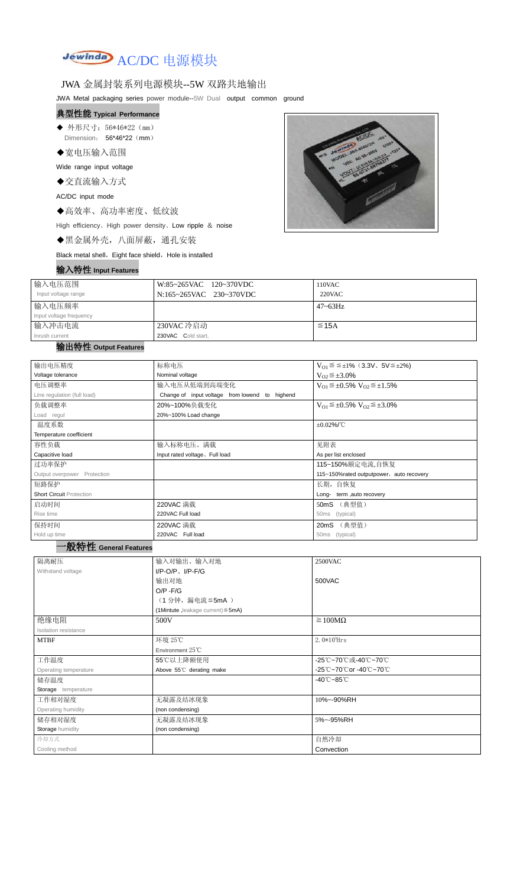# Jewinda AC/DC 电源模块

## JWA 金属封装系列电源模块--5W 双路共地输出

JWA Metal packaging series power module--5W Dual output common ground

### 典型性能 Typical Performance

- ◆ 外形尺寸：56*46*22（mm）
  Dimension: 56*46*22（mm）
- ◆宽电压输入范围
  Wide range input voltage
- ◆交直流输入方式
  AC/DC input mode
- ◆高效率、高功率密度、低纹波
  High efficiency、High power density、Low ripple & noise
- ◆黑金属外壳，八面屏蔽，通孔安装
  Black metal shell，Eight face shield，Hole is installed

### 输入特性 Input Features

| 输入电压范围<br>Input voltage range | W:85~265VAC 120~370VDC<br>N:165~265VAC 230~370VDC | 110VAC<br>220VAC |
|---|---|---|
| 输入电压频率<br>Input voltage frequency | | 47~63Hz |
| 输入冲击电流<br>Inrush current | 230VAC 冷启动<br>230VAC Cold start, | ≦15A |

### 输出特性 Output Features

| 输出电压精度<br>Voltage tolerance | 标称电压<br>Nominal voltage | $V_{O1}$≦≦±1%（3.3V、5V≦±2%）<br>$V_{O2}$≦±3.0% |
|---|---|---|
| 电压调整率<br>Line regulation (full load) | 输入电压从低端到高端变化<br>Change of input voltage from lowend to highend | $V_{O1}$≦±0.5% $V_{O2}$≦±1.5% |
| 负载调整率<br>Load regul | 20%~100%负载变化<br>20%~100% Load change | $V_{O1}$≦±0.5% $V_{O2}$≦±3.0% |
| 温度系数<br>Temperature coefficient | | ±0.02%/℃ |
| 容性负载<br>Capacitive load | 输入标称电压、满载<br>Input rated voltage、Full load | 见附表<br>As per list enclosed |
| 过功率保护<br>Output overpower Protection | | 115~150%额定电流,自恢复<br>115~150%rated outputpower，auto recovery |
| 短路保护<br>Short Circuit Protection | | 长期，自恢复<br>Long- term ,auto recovery |
| 启动时间<br>Rise time | 220VAC 满载<br>220VAC Full load | 50mS （典型值）<br>50ms (typical) |
| 保持时间<br>Hold up time | 220VAC 满载<br>220VAC Full load | 20mS （典型值）<br>50ms (typical) |

### 一般特性 General Features

| 隔离耐压<br>Withstand voltage | 输入对输出、输入对地<br>I/P-O/P、I/P-F/G<br>输出对地<br>O/P -F/G<br>（1 分钟，漏电流≦5mA ）<br>(1Mintute ,leakage current)≦5mA) | 2500VAC<br><br>500VAC |
|---|---|---|
| 绝缘电阻<br>Isolation resistance | 500V | ≧100MΩ |
| MTBF | 环境 25℃<br>Environment 25℃ | 2.0*10⁵Hrs |
| 工作温度<br>Operating temperature | 55℃以上降额使用<br>Above 55℃ derating make | -25℃~70℃或-40℃~70℃<br>-25℃~70℃or -40℃~70℃ |
| 储存温度<br>Storage temperature | | -40℃~85℃ |
| 工作相对湿度<br>Operating humidity | 无凝露及结冰现象<br>(non condensing) | 10%~-90%RH |
| 储存相对湿度<br>Storage humidity | 无凝露及结冰现象<br>(non condensing) | 5%~-95%RH |
| 冷却方式<br>Cooling method | | 自然冷却<br>Convection |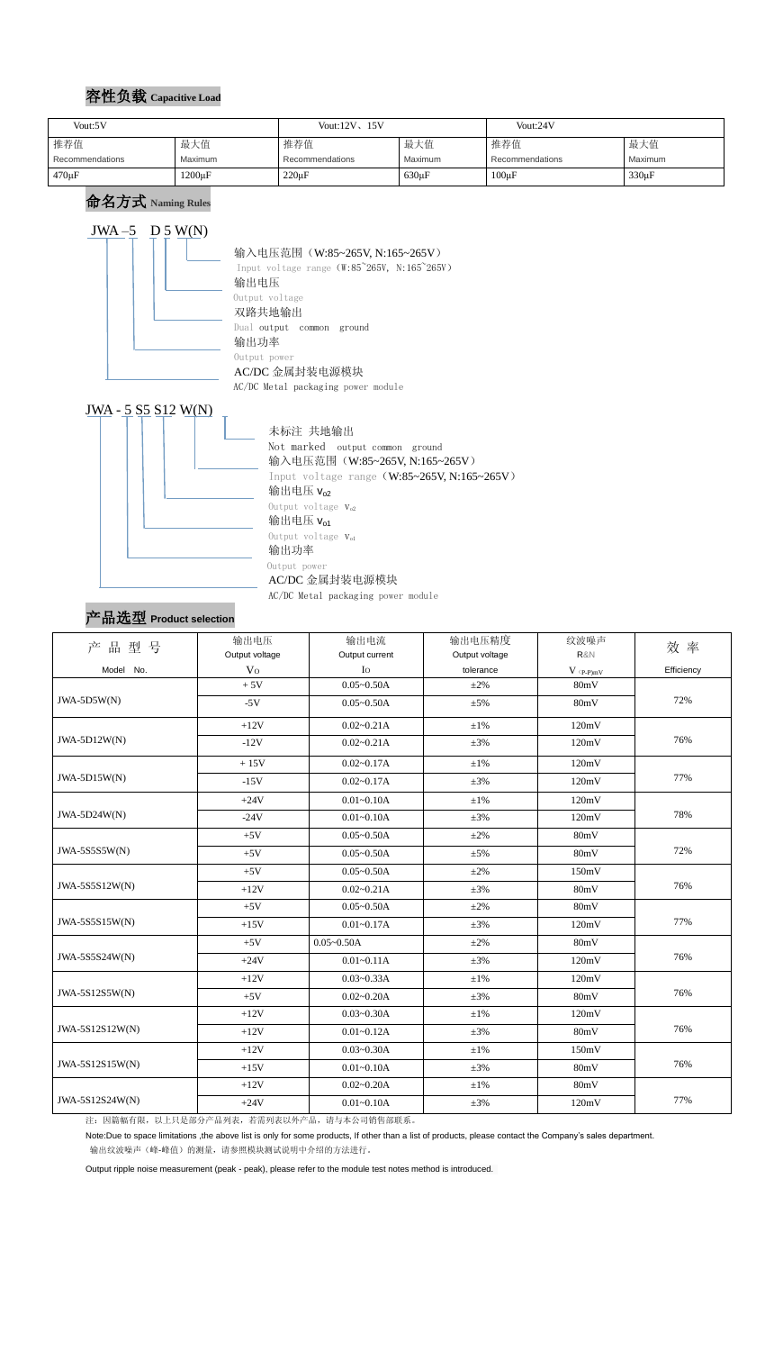## 容性负载 Capacitive Load

| Vout:5V | | Vout:12V、15V | | Vout:24V | |
|---|---|---|---|---|---|
| 推荐值 Recommendations | 最大值 Maximum | 推荐值 Recommendations | 最大值 Maximum | 推荐值 Recommendations | 最大值 Maximum |
| 470µF | 1200µF | 220µF | 630µF | 100µF | 330µF |

## 命名方式 Naming Rules

JWA－5 D 5 W(N)

- 输入电压范围（W:85~265V, N:165~265V）Input voltage range (W:85~265V, N:165~265V)
- 输出电压 Output voltage
- 双路共地输出 Dual output common ground
- 输出功率 Output power
- AC/DC 金属封装电源模块 AC/DC Metal packaging power module

JWA - 5 S5 S12 W(N)

- 未标注 共地输出 Not marked output common ground
- 输入电压范围（W:85~265V, N:165~265V）Input voltage range（W:85~265V, N:165~265V）
- 输出电压 $V_{o2}$ Output voltage $V_{o2}$
- 输出电压 $V_{o1}$ Output voltage $V_{o1}$
- 输出功率 Output power
- AC/DC 金属封装电源模块 AC/DC Metal packaging power module

## 产品选型 Product selection

| 产 品 型 号 Model No. | 输出电压 Output voltage $V_O$ | 输出电流 Output current $I_O$ | 输出电压精度 Output voltage tolerance | 纹波噪声 R&N $V_{(P-P)mV}$ | 效 率 Efficiency |
|---|---|---|---|---|---|
| JWA-5D5W(N) | + 5V | 0.05~0.50A | ±2% | 80mV | 72% |
| | -5V | 0.05~0.50A | ±5% | 80mV | |
| JWA-5D12W(N) | +12V | 0.02~0.21A | ±1% | 120mV | 76% |
| | -12V | 0.02~0.21A | ±3% | 120mV | |
| JWA-5D15W(N) | + 15V | 0.02~0.17A | ±1% | 120mV | 77% |
| | -15V | 0.02~0.17A | ±3% | 120mV | |
| JWA-5D24W(N) | +24V | 0.01~0.10A | ±1% | 120mV | 78% |
| | -24V | 0.01~0.10A | ±3% | 120mV | |
| JWA-5S5S5W(N) | +5V | 0.05~0.50A | ±2% | 80mV | 72% |
| | +5V | 0.05~0.50A | ±5% | 80mV | |
| JWA-5S5S12W(N) | +5V | 0.05~0.50A | ±2% | 150mV | 76% |
| | +12V | 0.02~0.21A | ±3% | 80mV | |
| JWA-5S5S15W(N) | +5V | 0.05~0.50A | ±2% | 80mV | 77% |
| | +15V | 0.01~0.17A | ±3% | 120mV | |
| JWA-5S5S24W(N) | +5V | 0.05~0.50A | ±2% | 80mV | 76% |
| | +24V | 0.01~0.11A | ±3% | 120mV | |
| JWA-5S12S5W(N) | +12V | 0.03~0.33A | ±1% | 120mV | 76% |
| | +5V | 0.02~0.20A | ±3% | 80mV | |
| JWA-5S12S12W(N) | +12V | 0.03~0.30A | ±1% | 120mV | 76% |
| | +12V | 0.01~0.12A | ±3% | 80mV | |
| JWA-5S12S15W(N) | +12V | 0.03~0.30A | ±1% | 150mV | 76% |
| | +15V | 0.01~0.10A | ±3% | 80mV | |
| JWA-5S12S24W(N) | +12V | 0.02~0.20A | ±1% | 80mV | 77% |
| | +24V | 0.01~0.10A | ±3% | 120mV | |

注：因篇幅有限，以上只是部分产品列表，若需列表以外产品，请与本公司销售部联系。

Note:Due to space limitations ,the above list is only for some products, If other than a list of products, please contact the Company's sales department.

输出纹波噪声（峰-峰值）的测量，请参照模块测试说明中介绍的方法进行。

Output ripple noise measurement (peak - peak), please refer to the module test notes method is introduced.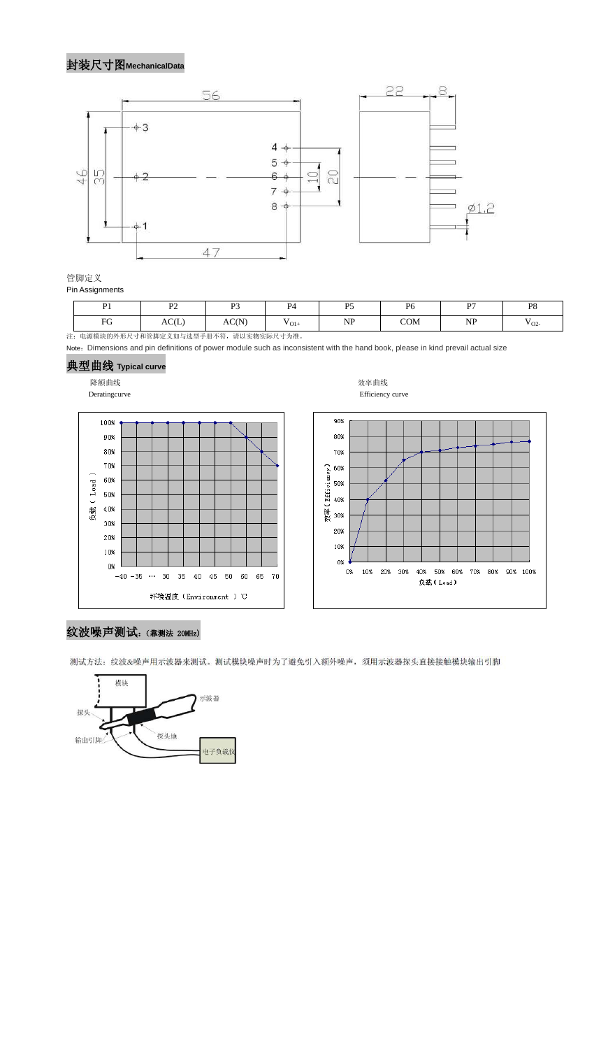## 封装尺寸图MechanicalData

56

22

8

46

35

3

2

1

4

5

6

7

8

10

20

47

Ø1.2

管脚定义

Pin Assignments

| P1 | P2 | P3 | P4 | P5 | P6 | P7 | P8 |
|---|---|---|---|---|---|---|---|
| FG | AC(L) | AC(N) | $V_{O1+}$ | NP | COM | NP | $V_{O2-}$ |

注：电源模块的外形尺寸和管脚定义如与选型手册不符，请以实物实际尺寸为准。

Note：Dimensions and pin definitions of power module such as inconsistent with the hand book, please in kind prevail actual size

## 典型曲线 Typical curve

降额曲线

Deratingcurve

100%
90%
80%
70%
60%
50%
40%
30%
20%
10%
0%

负载（Load）

-40 -35 … 30 35 40 45 50 60 65 70

环境温度（Environment）℃

效率曲线

Efficiency curve

90%
80%
70%
60%
50%
40%
30%
20%
10%
0%

效率（Efficiency）

0% 10% 20% 30% 40% 50% 60% 70% 80% 90% 100%

负载（Load）

## 纹波噪声测试：（靠测法 20MHz）

测试方法：纹波&噪声用示波器来测试。测试模块噪声时为了避免引入额外噪声，须用示波器探头直接接触模块输出引脚

模块

示波器

探头

探头地

输出引脚

电子负载仪